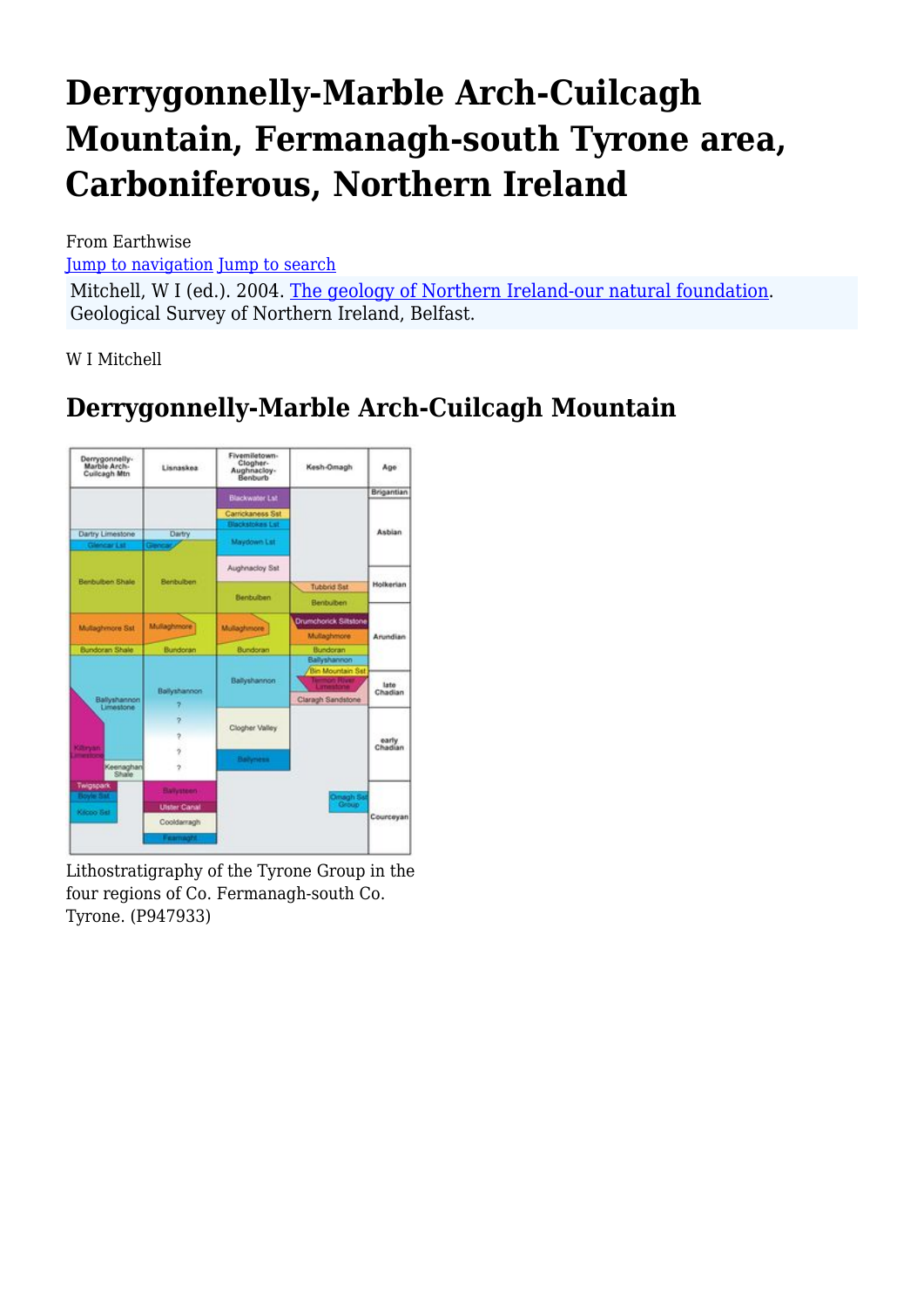# Derrygonnelly-Marble Arch-Cuilcagh Mountain, Fermanagh-south Tyrone area, Carboniferous, Northern Ireland

From Earthwise

Jump to navigation Jump to search

Mitchell, W I (ed.). 2004. The geology of Northern Ireland-our natural foundation. Geological Survey of Northern Ireland, Belfast.

W I Mitchell

## Derrygonnelly-Marble Arch-Cuilcagh Mountain

Lithostratigraphy of the Tyrone Group in the four regions of Co. Fermanagh-south Co. Tyrone. (P947933)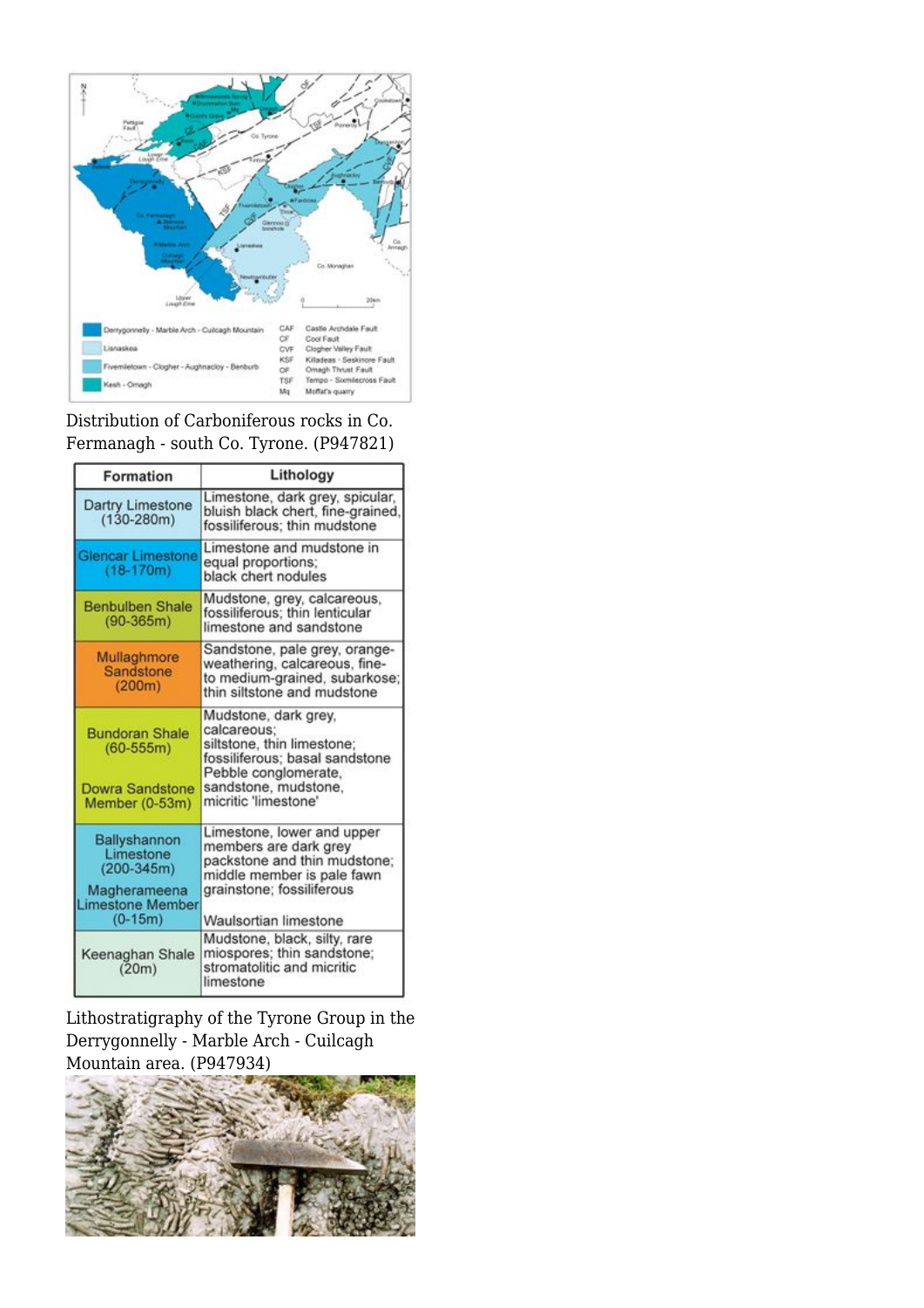Distribution of Carboniferous rocks in Co. Fermanagh - south Co. Tyrone. (P947821)

| Formation | Lithology |
| --- | --- |
| Dartry Limestone (130-280m) | Limestone, dark grey, spicular, bluish black chert, fine-grained, fossiliferous; thin mudstone |
| Glencar Limestone (18-170m) | Limestone and mudstone in equal proportions; black chert nodules |
| Benbulben Shale (90-365m) | Mudstone, grey, calcareous, fossiliferous; thin lenticular limestone and sandstone |
| Mullaghmore Sandstone (200m) | Sandstone, pale grey, orange-weathering, calcareous, fine- to medium-grained, subarkose; thin siltstone and mudstone |
| Bundoran Shale (60-555m) | Mudstone, dark grey, calcareous; siltstone, thin limestone; fossiliferous; basal sandstone |
| Dowra Sandstone Member (0-53m) | Pebble conglomerate, sandstone, mudstone, micritic 'limestone' |
| Ballyshannon Limestone (200-345m) | Limestone, lower and upper members are dark grey packstone and thin mudstone; middle member is pale fawn grainstone; fossiliferous |
| Magherameena Limestone Member (0-15m) | Waulsortian limestone |
| Keenaghan Shale (20m) | Mudstone, black, silty, rare miospores; thin sandstone; stromatolitic and micritic limestone |

Lithostratigraphy of the Tyrone Group in the Derrygonnelly - Marble Arch - Cuilcagh Mountain area. (P947934)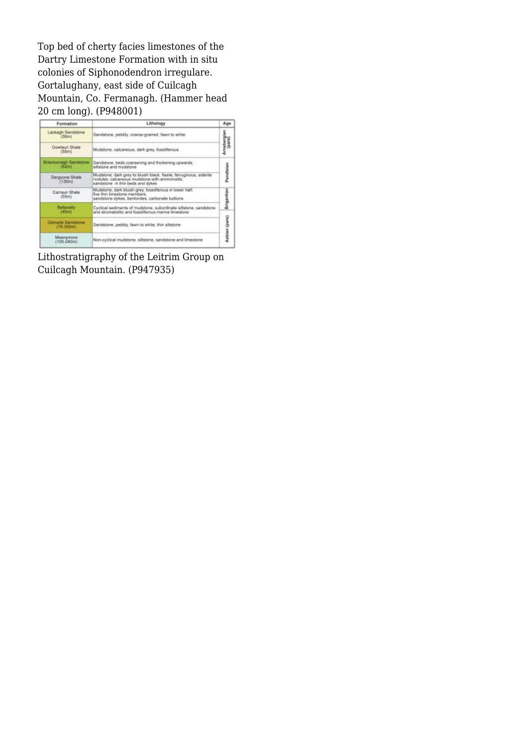Top bed of cherty facies limestones of the Dartry Limestone Formation with in situ colonies of Siphonodendron irregulare. Gortalughany, east side of Cuilcagh Mountain, Co. Fermanagh. (Hammer head 20 cm long). (P948001)

| Formation | Lithology | Age |
|---|---|---|
| Lackagh Sandstone (36m) | Sandstone, pebbly, coarse-grained, fawn to white | Arnsbergian (pars) |
| Gowlaun Shale (55m) | Mudstone, calcareous, dark grey, fossiliferous | |
| Briscloonagh Sandstone (52m) | Sandstone, beds coarsening and thickening upwards; siltstone and mudstone | Pendleian |
| Dergvone Shale (130m) | Mudstone, dark grey to bluish black, fissile, ferruginous, siderite nodules; calcareous mudstone with ammonoids; sandstone in thin beds and dykes | |
| Carraun Shale (55m) | Mudstone, dark bluish grey, fossiliferous in lower half; five thin limestone members; sandstone dykes, bentonites, carbonate bullions | Brigantian |
| Bellavally (45m) | Cyclical sediments of mudstone, subordinate siltstone, sandstone and stromatolitic and fossiliferous marine limestone | |
| Glenade Sandstone (75-300m) | Sandstone, pebbly, fawn to white; thin siltstone | Asbian (pars) |
| Meenymore (100-240m) | Non-cyclical mudstone, siltstone, sandstone and limestone | |

Lithostratigraphy of the Leitrim Group on Cuilcagh Mountain. (P947935)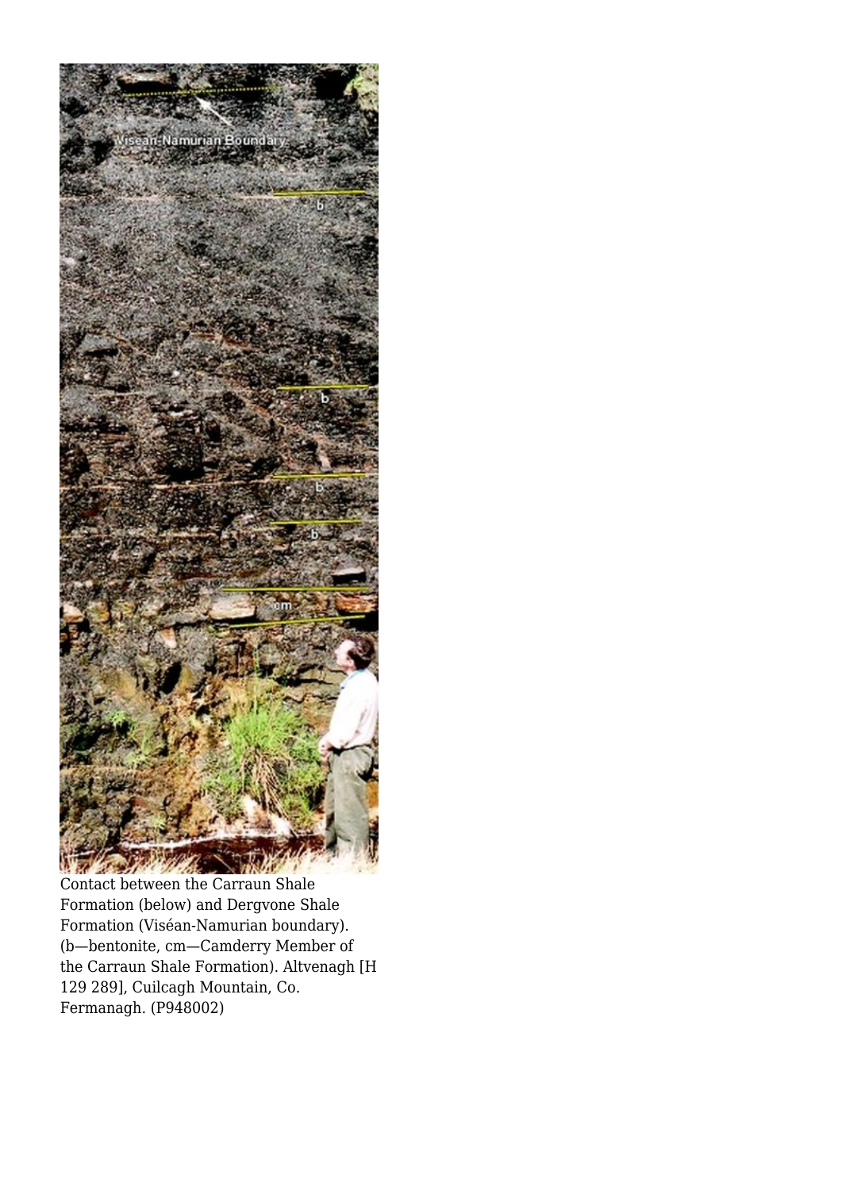Contact between the Carraun Shale Formation (below) and Dergvone Shale Formation (Viséan-Namurian boundary). (b—bentonite, cm—Camderry Member of the Carraun Shale Formation). Altvenagh [H 129 289], Cuilcagh Mountain, Co. Fermanagh. (P948002)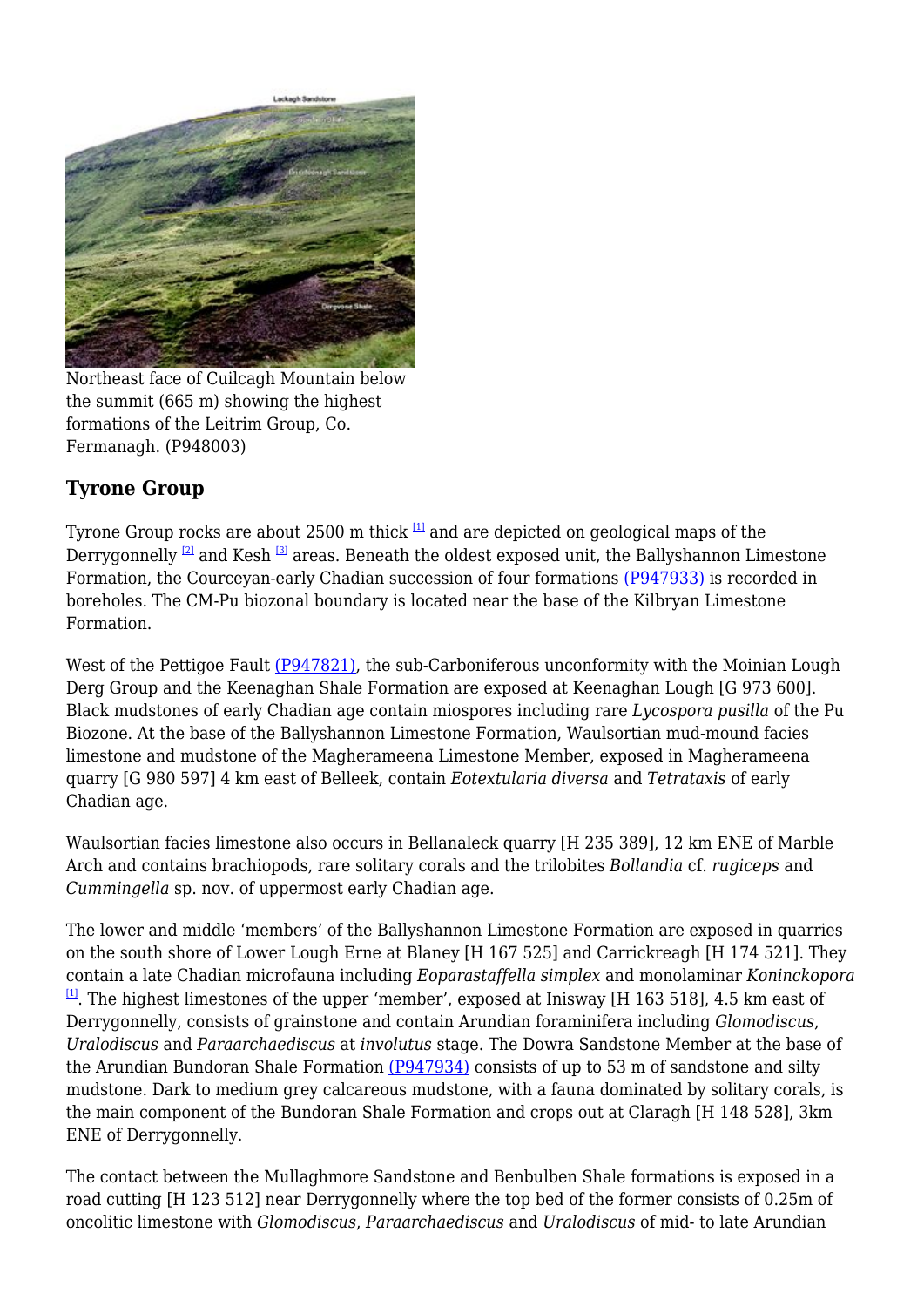Northeast face of Cuilcagh Mountain below the summit (665 m) showing the highest formations of the Leitrim Group, Co. Fermanagh. (P948003)

## Tyrone Group

Tyrone Group rocks are about 2500 m thick [1] and are depicted on geological maps of the Derrygonnelly [2] and Kesh [3] areas. Beneath the oldest exposed unit, the Ballyshannon Limestone Formation, the Courceyan-early Chadian succession of four formations (P947933) is recorded in boreholes. The CM-Pu biozonal boundary is located near the base of the Kilbryan Limestone Formation.

West of the Pettigoe Fault (P947821), the sub-Carboniferous unconformity with the Moinian Lough Derg Group and the Keenaghan Shale Formation are exposed at Keenaghan Lough [G 973 600]. Black mudstones of early Chadian age contain miospores including rare *Lycospora pusilla* of the Pu Biozone. At the base of the Ballyshannon Limestone Formation, Waulsortian mud-mound facies limestone and mudstone of the Magherameena Limestone Member, exposed in Magherameena quarry [G 980 597] 4 km east of Belleek, contain *Eotextularia diversa* and *Tetrataxis* of early Chadian age.

Waulsortian facies limestone also occurs in Bellanaleck quarry [H 235 389], 12 km ENE of Marble Arch and contains brachiopods, rare solitary corals and the trilobites *Bollandia* cf. *rugiceps* and *Cummingella* sp. nov. of uppermost early Chadian age.

The lower and middle 'members' of the Ballyshannon Limestone Formation are exposed in quarries on the south shore of Lower Lough Erne at Blaney [H 167 525] and Carrickreagh [H 174 521]. They contain a late Chadian microfauna including *Eoparastaffella simplex* and monolaminar *Koninckopora* [1]. The highest limestones of the upper 'member', exposed at Inisway [H 163 518], 4.5 km east of Derrygonnelly, consists of grainstone and contain Arundian foraminifera including *Glomodiscus*, *Uralodiscus* and *Paraarchaediscus* at *involutus* stage. The Dowra Sandstone Member at the base of the Arundian Bundoran Shale Formation (P947934) consists of up to 53 m of sandstone and silty mudstone. Dark to medium grey calcareous mudstone, with a fauna dominated by solitary corals, is the main component of the Bundoran Shale Formation and crops out at Claragh [H 148 528], 3km ENE of Derrygonnelly.

The contact between the Mullaghmore Sandstone and Benbulben Shale formations is exposed in a road cutting [H 123 512] near Derrygonnelly where the top bed of the former consists of 0.25m of oncolitic limestone with *Glomodiscus*, *Paraarchaediscus* and *Uralodiscus* of mid- to late Arundian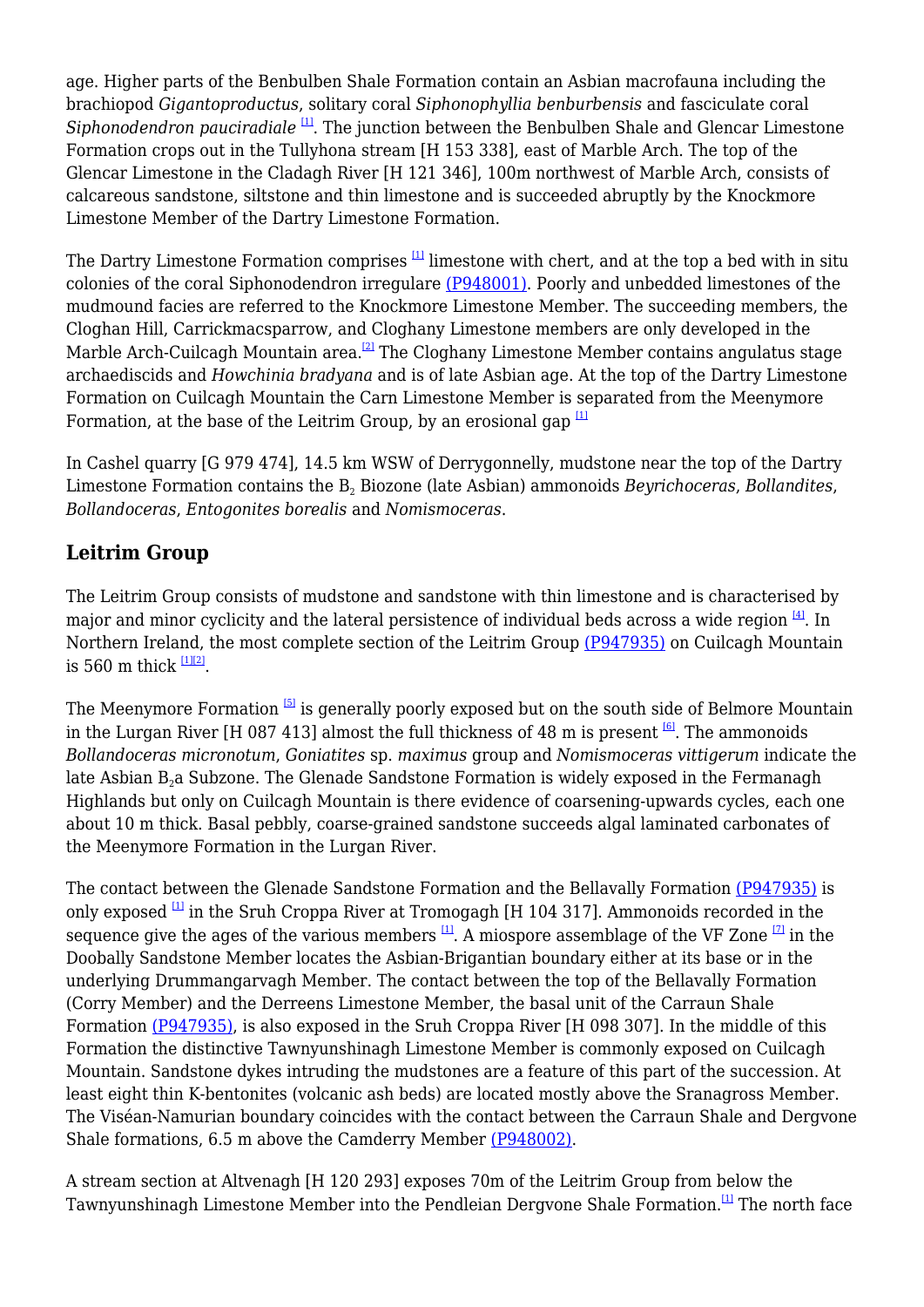age. Higher parts of the Benbulben Shale Formation contain an Asbian macrofauna including the brachiopod *Gigantoproductus*, solitary coral *Siphonophyllia benburbensis* and fasciculate coral *Siphonodendron pauciradiale* [1]. The junction between the Benbulben Shale and Glencar Limestone Formation crops out in the Tullyhona stream [H 153 338], east of Marble Arch. The top of the Glencar Limestone in the Cladagh River [H 121 346], 100m northwest of Marble Arch, consists of calcareous sandstone, siltstone and thin limestone and is succeeded abruptly by the Knockmore Limestone Member of the Dartry Limestone Formation.

The Dartry Limestone Formation comprises [1] limestone with chert, and at the top a bed with in situ colonies of the coral Siphonodendron irregulare (P948001). Poorly and unbedded limestones of the mudmound facies are referred to the Knockmore Limestone Member. The succeeding members, the Cloghan Hill, Carrickmacsparrow, and Cloghany Limestone members are only developed in the Marble Arch-Cuilcagh Mountain area.[2] The Cloghany Limestone Member contains angulatus stage archaediscids and *Howchinia bradyana* and is of late Asbian age. At the top of the Dartry Limestone Formation on Cuilcagh Mountain the Carn Limestone Member is separated from the Meenymore Formation, at the base of the Leitrim Group, by an erosional gap [1]

In Cashel quarry [G 979 474], 14.5 km WSW of Derrygonnelly, mudstone near the top of the Dartry Limestone Formation contains the $B_2$ Biozone (late Asbian) ammonoids *Beyrichoceras*, *Bollandites*, *Bollandoceras*, *Entogonites borealis* and *Nomismoceras*.

## Leitrim Group

The Leitrim Group consists of mudstone and sandstone with thin limestone and is characterised by major and minor cyclicity and the lateral persistence of individual beds across a wide region [4]. In Northern Ireland, the most complete section of the Leitrim Group (P947935) on Cuilcagh Mountain is 560 m thick [1][2].

The Meenymore Formation [5] is generally poorly exposed but on the south side of Belmore Mountain in the Lurgan River [H 087 413] almost the full thickness of 48 m is present [6]. The ammonoids *Bollandoceras micronotum*, *Goniatites* sp. *maximus* group and *Nomismoceras vittigerum* indicate the late Asbian $B_2$a Subzone. The Glenade Sandstone Formation is widely exposed in the Fermanagh Highlands but only on Cuilcagh Mountain is there evidence of coarsening-upwards cycles, each one about 10 m thick. Basal pebbly, coarse-grained sandstone succeeds algal laminated carbonates of the Meenymore Formation in the Lurgan River.

The contact between the Glenade Sandstone Formation and the Bellavally Formation (P947935) is only exposed [1] in the Sruh Croppa River at Tromogagh [H 104 317]. Ammonoids recorded in the sequence give the ages of the various members [1]. A miospore assemblage of the VF Zone [7] in the Doobally Sandstone Member locates the Asbian-Brigantian boundary either at its base or in the underlying Drummangarvagh Member. The contact between the top of the Bellavally Formation (Corry Member) and the Derreens Limestone Member, the basal unit of the Carraun Shale Formation (P947935), is also exposed in the Sruh Croppa River [H 098 307]. In the middle of this Formation the distinctive Tawnyunshinagh Limestone Member is commonly exposed on Cuilcagh Mountain. Sandstone dykes intruding the mudstones are a feature of this part of the succession. At least eight thin K-bentonites (volcanic ash beds) are located mostly above the Sranagross Member. The Viséan-Namurian boundary coincides with the contact between the Carraun Shale and Dergvone Shale formations, 6.5 m above the Camderry Member (P948002).

A stream section at Altvenagh [H 120 293] exposes 70m of the Leitrim Group from below the Tawnyunshinagh Limestone Member into the Pendleian Dergvone Shale Formation.[1] The north face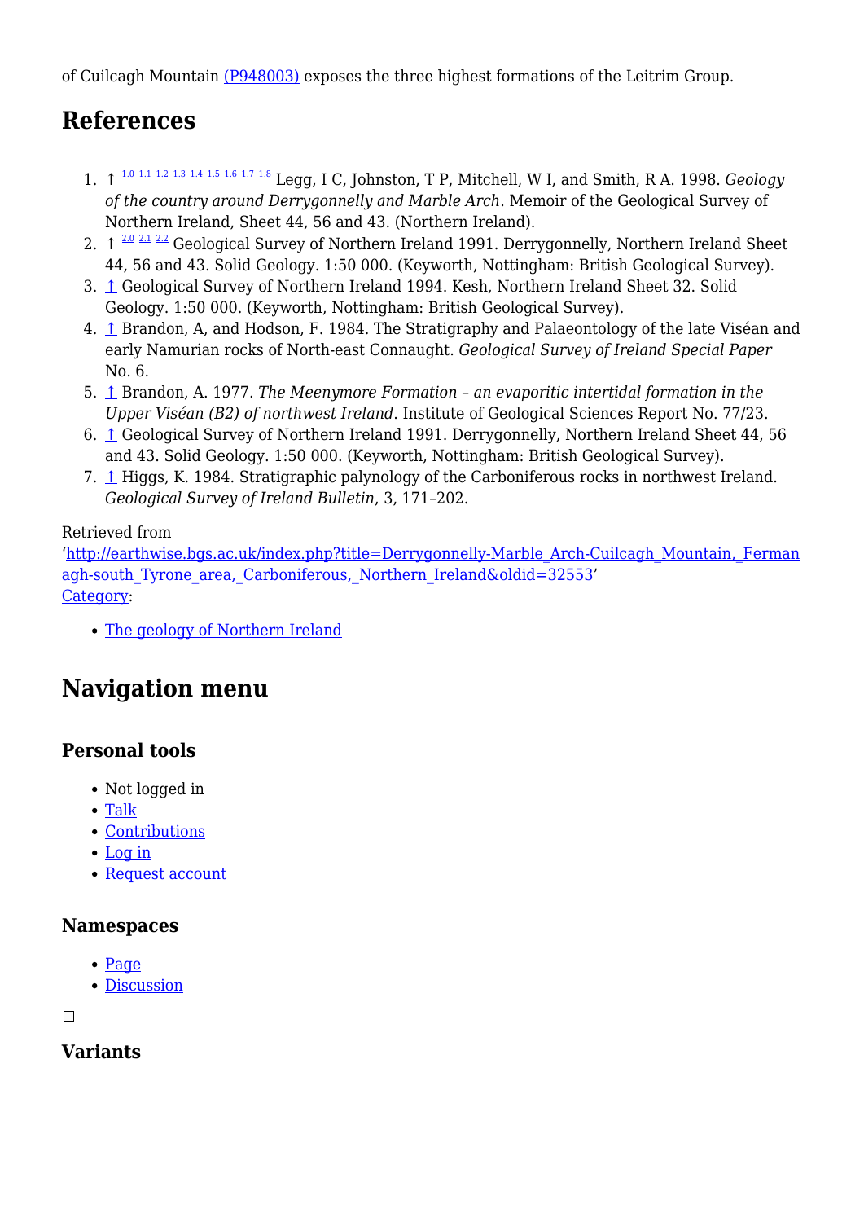of Cuilcagh Mountain (P948003) exposes the three highest formations of the Leitrim Group.

## References

1. ↑ 1.0 1.1 1.2 1.3 1.4 1.5 1.6 1.7 1.8 Legg, I C, Johnston, T P, Mitchell, W I, and Smith, R A. 1998. *Geology of the country around Derrygonnelly and Marble Arch*. Memoir of the Geological Survey of Northern Ireland, Sheet 44, 56 and 43. (Northern Ireland).
2. ↑ 2.0 2.1 2.2 Geological Survey of Northern Ireland 1991. Derrygonnelly, Northern Ireland Sheet 44, 56 and 43. Solid Geology. 1:50 000. (Keyworth, Nottingham: British Geological Survey).
3. ↑ Geological Survey of Northern Ireland 1994. Kesh, Northern Ireland Sheet 32. Solid Geology. 1:50 000. (Keyworth, Nottingham: British Geological Survey).
4. ↑ Brandon, A, and Hodson, F. 1984. The Stratigraphy and Palaeontology of the late Viséan and early Namurian rocks of North-east Connaught. *Geological Survey of Ireland Special Paper* No. 6.
5. ↑ Brandon, A. 1977. *The Meenymore Formation – an evaporitic intertidal formation in the Upper Viséan (B2) of northwest Ireland*. Institute of Geological Sciences Report No. 77/23.
6. ↑ Geological Survey of Northern Ireland 1991. Derrygonnelly, Northern Ireland Sheet 44, 56 and 43. Solid Geology. 1:50 000. (Keyworth, Nottingham: British Geological Survey).
7. ↑ Higgs, K. 1984. Stratigraphic palynology of the Carboniferous rocks in northwest Ireland. *Geological Survey of Ireland Bulletin*, 3, 171–202.

Retrieved from 'http://earthwise.bgs.ac.uk/index.php?title=Derrygonnelly-Marble_Arch-Cuilcagh_Mountain,_Fermanagh-south_Tyrone_area,_Carboniferous,_Northern_Ireland&oldid=32553'
Category:

- The geology of Northern Ireland

## Navigation menu

### Personal tools

- Not logged in
- Talk
- Contributions
- Log in
- Request account

### Namespaces

- Page
- Discussion

### Variants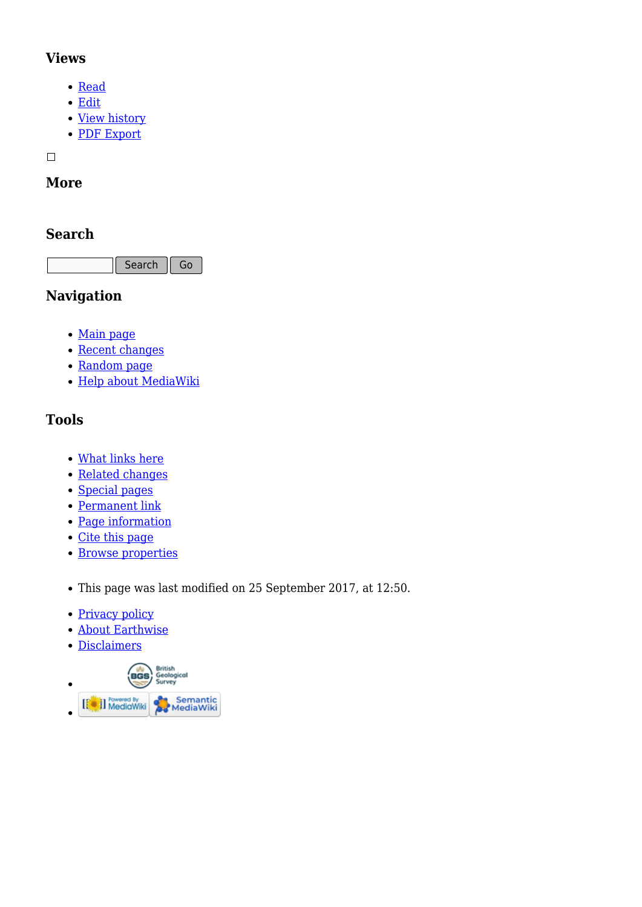### Views

- Read
- Edit
- View history
- PDF Export

### More

### Search

Search Go

### Navigation

- Main page
- Recent changes
- Random page
- Help about MediaWiki

### Tools

- What links here
- Related changes
- Special pages
- Permanent link
- Page information
- Cite this page
- Browse properties

- This page was last modified on 25 September 2017, at 12:50.

- Privacy policy
- About Earthwise
- Disclaimers